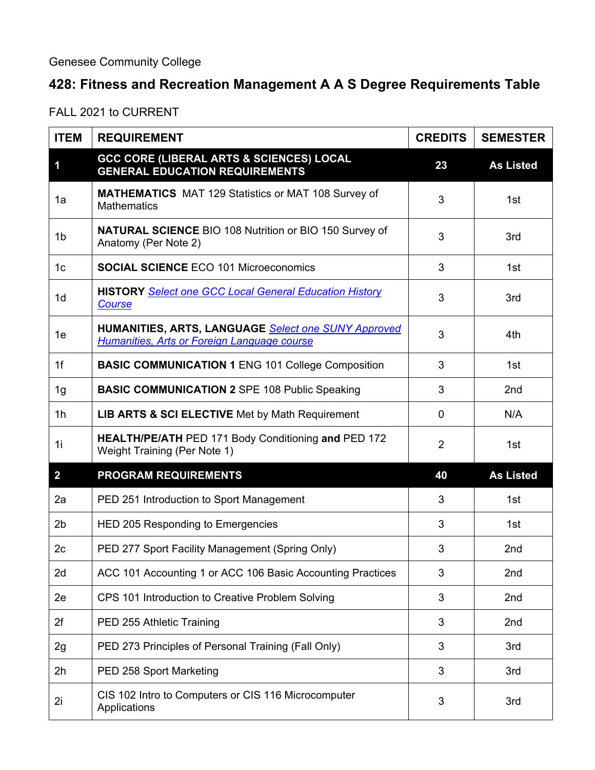Genesee Community College

# 428: Fitness and Recreation Management A A S Degree Requirements Table

FALL 2021 to CURRENT

| ITEM | REQUIREMENT | CREDITS | SEMESTER |
|---|---|---|---|
| **1** | **GCC CORE (LIBERAL ARTS & SCIENCES) LOCAL GENERAL EDUCATION REQUIREMENTS** | **23** | **As Listed** |
| 1a | **MATHEMATICS** MAT 129 Statistics or MAT 108 Survey of Mathematics | 3 | 1st |
| 1b | **NATURAL SCIENCE** BIO 108 Nutrition or BIO 150 Survey of Anatomy (Per Note 2) | 3 | 3rd |
| 1c | **SOCIAL SCIENCE** ECO 101 Microeconomics | 3 | 1st |
| 1d | **HISTORY** *Select one GCC Local General Education History Course* | 3 | 3rd |
| 1e | **HUMANITIES, ARTS, LANGUAGE** *Select one SUNY Approved Humanities, Arts or Foreign Language course* | 3 | 4th |
| 1f | **BASIC COMMUNICATION 1** ENG 101 College Composition | 3 | 1st |
| 1g | **BASIC COMMUNICATION 2** SPE 108 Public Speaking | 3 | 2nd |
| 1h | **LIB ARTS & SCI ELECTIVE** Met by Math Requirement | 0 | N/A |
| 1i | **HEALTH/PE/ATH** PED 171 Body Conditioning **and** PED 172 Weight Training (Per Note 1) | 2 | 1st |
| **2** | **PROGRAM REQUIREMENTS** | **40** | **As Listed** |
| 2a | PED 251 Introduction to Sport Management | 3 | 1st |
| 2b | HED 205 Responding to Emergencies | 3 | 1st |
| 2c | PED 277 Sport Facility Management (Spring Only) | 3 | 2nd |
| 2d | ACC 101 Accounting 1 or ACC 106 Basic Accounting Practices | 3 | 2nd |
| 2e | CPS 101 Introduction to Creative Problem Solving | 3 | 2nd |
| 2f | PED 255 Athletic Training | 3 | 2nd |
| 2g | PED 273 Principles of Personal Training (Fall Only) | 3 | 3rd |
| 2h | PED 258 Sport Marketing | 3 | 3rd |
| 2i | CIS 102 Intro to Computers or CIS 116 Microcomputer Applications | 3 | 3rd |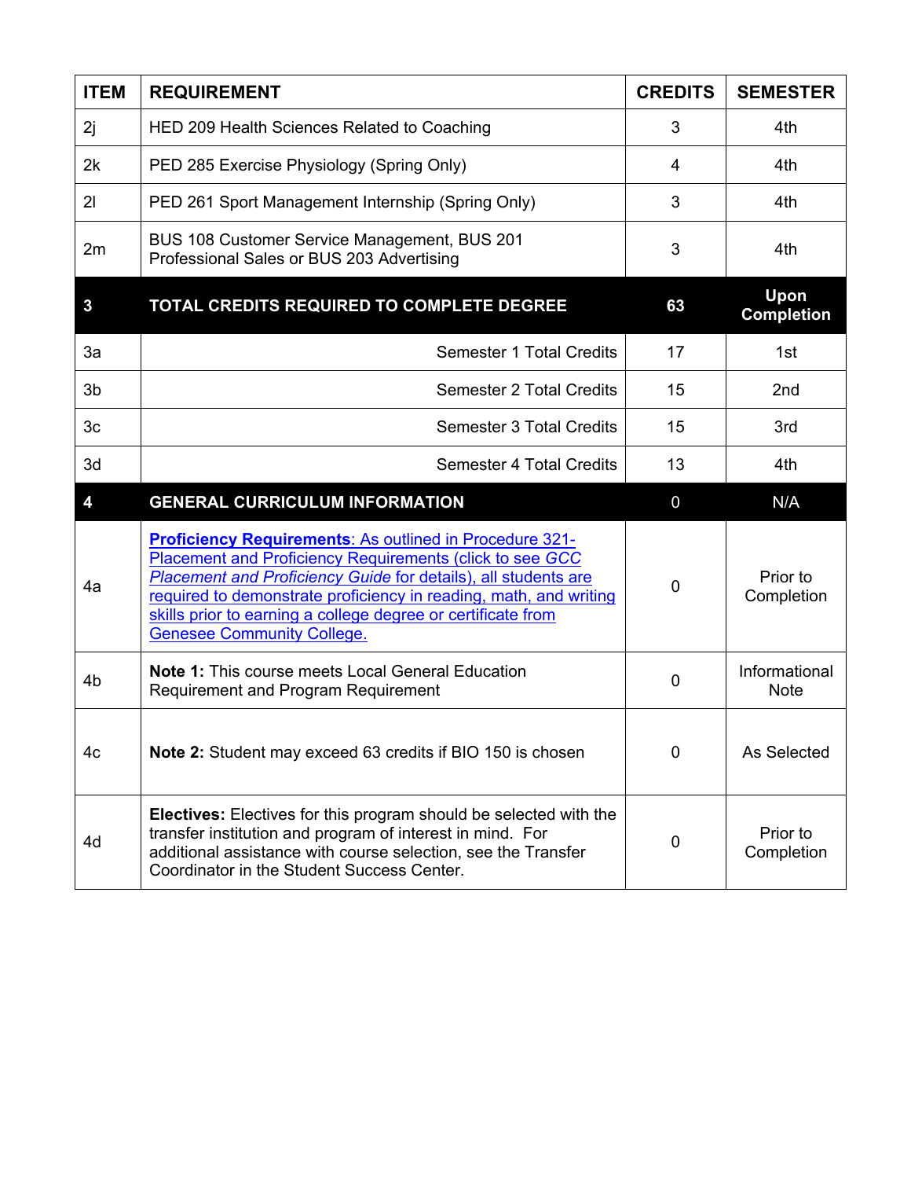| ITEM | REQUIREMENT | CREDITS | SEMESTER |
|---|---|---|---|
| 2j | HED 209 Health Sciences Related to Coaching | 3 | 4th |
| 2k | PED 285 Exercise Physiology (Spring Only) | 4 | 4th |
| 2l | PED 261 Sport Management Internship (Spring Only) | 3 | 4th |
| 2m | BUS 108 Customer Service Management, BUS 201 Professional Sales or BUS 203 Advertising | 3 | 4th |
| **3** | **TOTAL CREDITS REQUIRED TO COMPLETE DEGREE** | **63** | **Upon Completion** |
| 3a | Semester 1 Total Credits | 17 | 1st |
| 3b | Semester 2 Total Credits | 15 | 2nd |
| 3c | Semester 3 Total Credits | 15 | 3rd |
| 3d | Semester 4 Total Credits | 13 | 4th |
| **4** | **GENERAL CURRICULUM INFORMATION** | 0 | N/A |
| 4a | **Proficiency Requirements**: As outlined in Procedure 321-Placement and Proficiency Requirements (click to see *GCC Placement and Proficiency Guide* for details), all students are required to demonstrate proficiency in reading, math, and writing skills prior to earning a college degree or certificate from Genesee Community College. | 0 | Prior to Completion |
| 4b | **Note 1:** This course meets Local General Education Requirement and Program Requirement | 0 | Informational Note |
| 4c | **Note 2:** Student may exceed 63 credits if BIO 150 is chosen | 0 | As Selected |
| 4d | **Electives:** Electives for this program should be selected with the transfer institution and program of interest in mind. For additional assistance with course selection, see the Transfer Coordinator in the Student Success Center. | 0 | Prior to Completion |